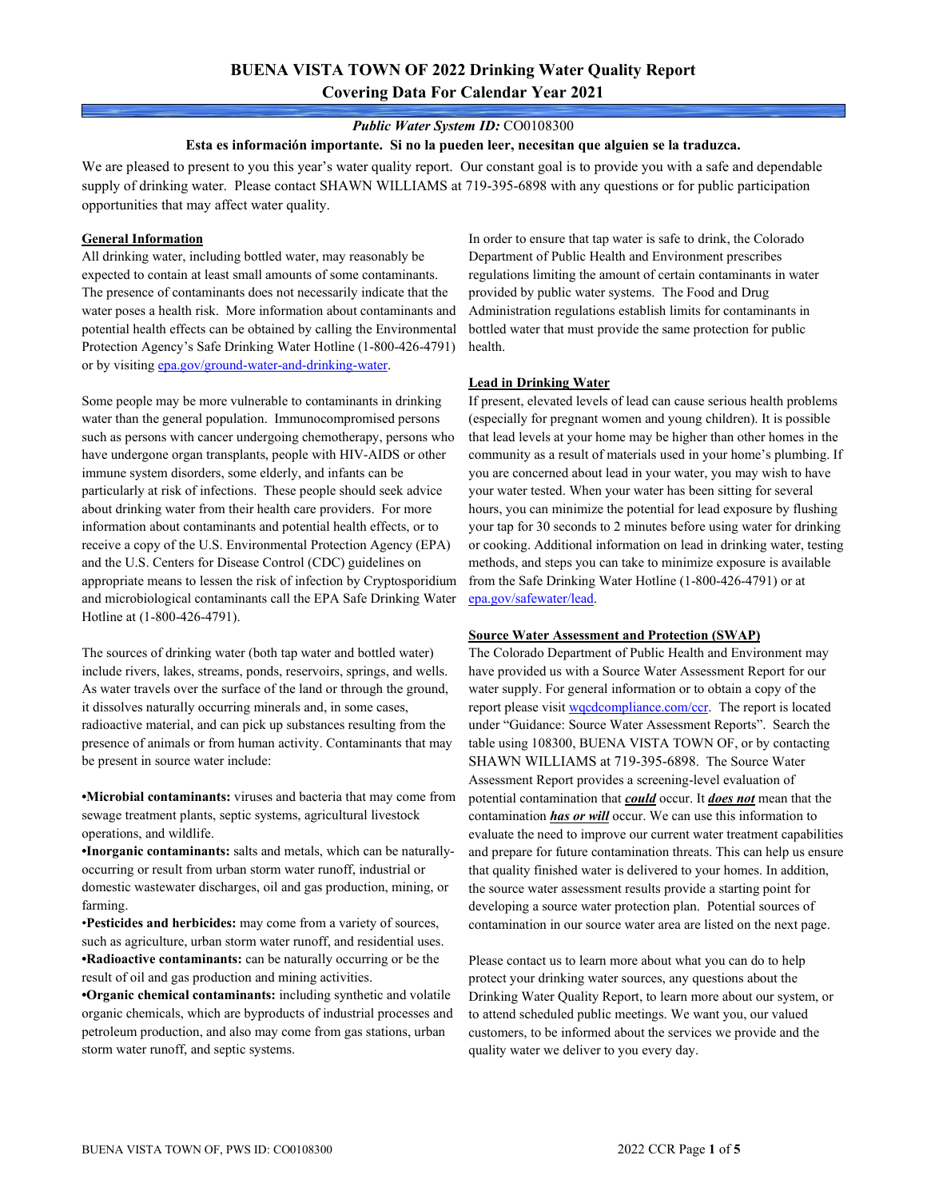# BUENA VISTA TOWN OF 2022 Drinking Water Quality Report
## Covering Data For Calendar Year 2021

***Public Water System ID:*** CO0108300

**Esta es información importante. Si no la pueden leer, necesitan que alguien se la traduzca.**

We are pleased to present to you this year's water quality report. Our constant goal is to provide you with a safe and dependable supply of drinking water. Please contact SHAWN WILLIAMS at 719-395-6898 with any questions or for public participation opportunities that may affect water quality.

### General Information

All drinking water, including bottled water, may reasonably be expected to contain at least small amounts of some contaminants. The presence of contaminants does not necessarily indicate that the water poses a health risk. More information about contaminants and potential health effects can be obtained by calling the Environmental Protection Agency's Safe Drinking Water Hotline (1-800-426-4791) or by visiting epa.gov/ground-water-and-drinking-water.

Some people may be more vulnerable to contaminants in drinking water than the general population. Immunocompromised persons such as persons with cancer undergoing chemotherapy, persons who have undergone organ transplants, people with HIV-AIDS or other immune system disorders, some elderly, and infants can be particularly at risk of infections. These people should seek advice about drinking water from their health care providers. For more information about contaminants and potential health effects, or to receive a copy of the U.S. Environmental Protection Agency (EPA) and the U.S. Centers for Disease Control (CDC) guidelines on appropriate means to lessen the risk of infection by Cryptosporidium and microbiological contaminants call the EPA Safe Drinking Water Hotline at (1-800-426-4791).

The sources of drinking water (both tap water and bottled water) include rivers, lakes, streams, ponds, reservoirs, springs, and wells. As water travels over the surface of the land or through the ground, it dissolves naturally occurring minerals and, in some cases, radioactive material, and can pick up substances resulting from the presence of animals or from human activity. Contaminants that may be present in source water include:

- **Microbial contaminants:** viruses and bacteria that may come from sewage treatment plants, septic systems, agricultural livestock operations, and wildlife.
- **Inorganic contaminants:** salts and metals, which can be naturally-occurring or result from urban storm water runoff, industrial or domestic wastewater discharges, oil and gas production, mining, or farming.
- **Pesticides and herbicides:** may come from a variety of sources, such as agriculture, urban storm water runoff, and residential uses.
- **Radioactive contaminants:** can be naturally occurring or be the result of oil and gas production and mining activities.
- **Organic chemical contaminants:** including synthetic and volatile organic chemicals, which are byproducts of industrial processes and petroleum production, and also may come from gas stations, urban storm water runoff, and septic systems.

In order to ensure that tap water is safe to drink, the Colorado Department of Public Health and Environment prescribes regulations limiting the amount of certain contaminants in water provided by public water systems. The Food and Drug Administration regulations establish limits for contaminants in bottled water that must provide the same protection for public health.

### Lead in Drinking Water

If present, elevated levels of lead can cause serious health problems (especially for pregnant women and young children). It is possible that lead levels at your home may be higher than other homes in the community as a result of materials used in your home's plumbing. If you are concerned about lead in your water, you may wish to have your water tested. When your water has been sitting for several hours, you can minimize the potential for lead exposure by flushing your tap for 30 seconds to 2 minutes before using water for drinking or cooking. Additional information on lead in drinking water, testing methods, and steps you can take to minimize exposure is available from the Safe Drinking Water Hotline (1-800-426-4791) or at epa.gov/safewater/lead.

### Source Water Assessment and Protection (SWAP)

The Colorado Department of Public Health and Environment may have provided us with a Source Water Assessment Report for our water supply. For general information or to obtain a copy of the report please visit wqcdcompliance.com/ccr. The report is located under "Guidance: Source Water Assessment Reports". Search the table using 108300, BUENA VISTA TOWN OF, or by contacting SHAWN WILLIAMS at 719-395-6898. The Source Water Assessment Report provides a screening-level evaluation of potential contamination that ***could*** occur. It ***does not*** mean that the contamination ***has or will*** occur. We can use this information to evaluate the need to improve our current water treatment capabilities and prepare for future contamination threats. This can help us ensure that quality finished water is delivered to your homes. In addition, the source water assessment results provide a starting point for developing a source water protection plan. Potential sources of contamination in our source water area are listed on the next page.

Please contact us to learn more about what you can do to help protect your drinking water sources, any questions about the Drinking Water Quality Report, to learn more about our system, or to attend scheduled public meetings. We want you, our valued customers, to be informed about the services we provide and the quality water we deliver to you every day.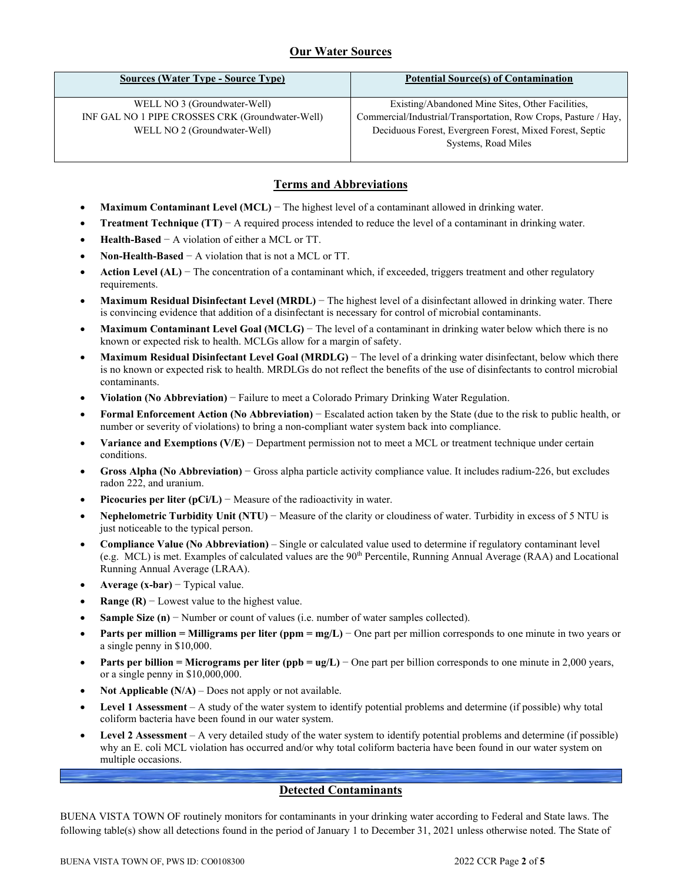## Our Water Sources

| Sources (Water Type - Source Type) | Potential Source(s) of Contamination |
|---|---|
| WELL NO 3 (Groundwater-Well)<br>INF GAL NO 1 PIPE CROSSES CRK (Groundwater-Well)<br>WELL NO 2 (Groundwater-Well) | Existing/Abandoned Mine Sites, Other Facilities, Commercial/Industrial/Transportation, Row Crops, Pasture / Hay, Deciduous Forest, Evergreen Forest, Mixed Forest, Septic Systems, Road Miles |

## Terms and Abbreviations

- **Maximum Contaminant Level (MCL)** − The highest level of a contaminant allowed in drinking water.
- **Treatment Technique (TT)** − A required process intended to reduce the level of a contaminant in drinking water.
- **Health-Based** − A violation of either a MCL or TT.
- **Non-Health-Based** − A violation that is not a MCL or TT.
- **Action Level (AL)** − The concentration of a contaminant which, if exceeded, triggers treatment and other regulatory requirements.
- **Maximum Residual Disinfectant Level (MRDL)** − The highest level of a disinfectant allowed in drinking water. There is convincing evidence that addition of a disinfectant is necessary for control of microbial contaminants.
- **Maximum Contaminant Level Goal (MCLG)** − The level of a contaminant in drinking water below which there is no known or expected risk to health. MCLGs allow for a margin of safety.
- **Maximum Residual Disinfectant Level Goal (MRDLG)** − The level of a drinking water disinfectant, below which there is no known or expected risk to health. MRDLGs do not reflect the benefits of the use of disinfectants to control microbial contaminants.
- **Violation (No Abbreviation)** − Failure to meet a Colorado Primary Drinking Water Regulation.
- **Formal Enforcement Action (No Abbreviation)** − Escalated action taken by the State (due to the risk to public health, or number or severity of violations) to bring a non-compliant water system back into compliance.
- **Variance and Exemptions (V/E)** − Department permission not to meet a MCL or treatment technique under certain conditions.
- **Gross Alpha (No Abbreviation)** − Gross alpha particle activity compliance value. It includes radium-226, but excludes radon 222, and uranium.
- **Picocuries per liter (pCi/L)** − Measure of the radioactivity in water.
- **Nephelometric Turbidity Unit (NTU)** − Measure of the clarity or cloudiness of water. Turbidity in excess of 5 NTU is just noticeable to the typical person.
- **Compliance Value (No Abbreviation)** – Single or calculated value used to determine if regulatory contaminant level (e.g. MCL) is met. Examples of calculated values are the 90th Percentile, Running Annual Average (RAA) and Locational Running Annual Average (LRAA).
- **Average (x-bar)** − Typical value.
- **Range (R)** − Lowest value to the highest value.
- **Sample Size (n)** − Number or count of values (i.e. number of water samples collected).
- **Parts per million = Milligrams per liter (ppm = mg/L)** − One part per million corresponds to one minute in two years or a single penny in $10,000.
- **Parts per billion = Micrograms per liter (ppb = ug/L)** − One part per billion corresponds to one minute in 2,000 years, or a single penny in $10,000,000.
- **Not Applicable (N/A)** – Does not apply or not available.
- **Level 1 Assessment** – A study of the water system to identify potential problems and determine (if possible) why total coliform bacteria have been found in our water system.
- **Level 2 Assessment** – A very detailed study of the water system to identify potential problems and determine (if possible) why an E. coli MCL violation has occurred and/or why total coliform bacteria have been found in our water system on multiple occasions.

## Detected Contaminants

BUENA VISTA TOWN OF routinely monitors for contaminants in your drinking water according to Federal and State laws. The following table(s) show all detections found in the period of January 1 to December 31, 2021 unless otherwise noted. The State of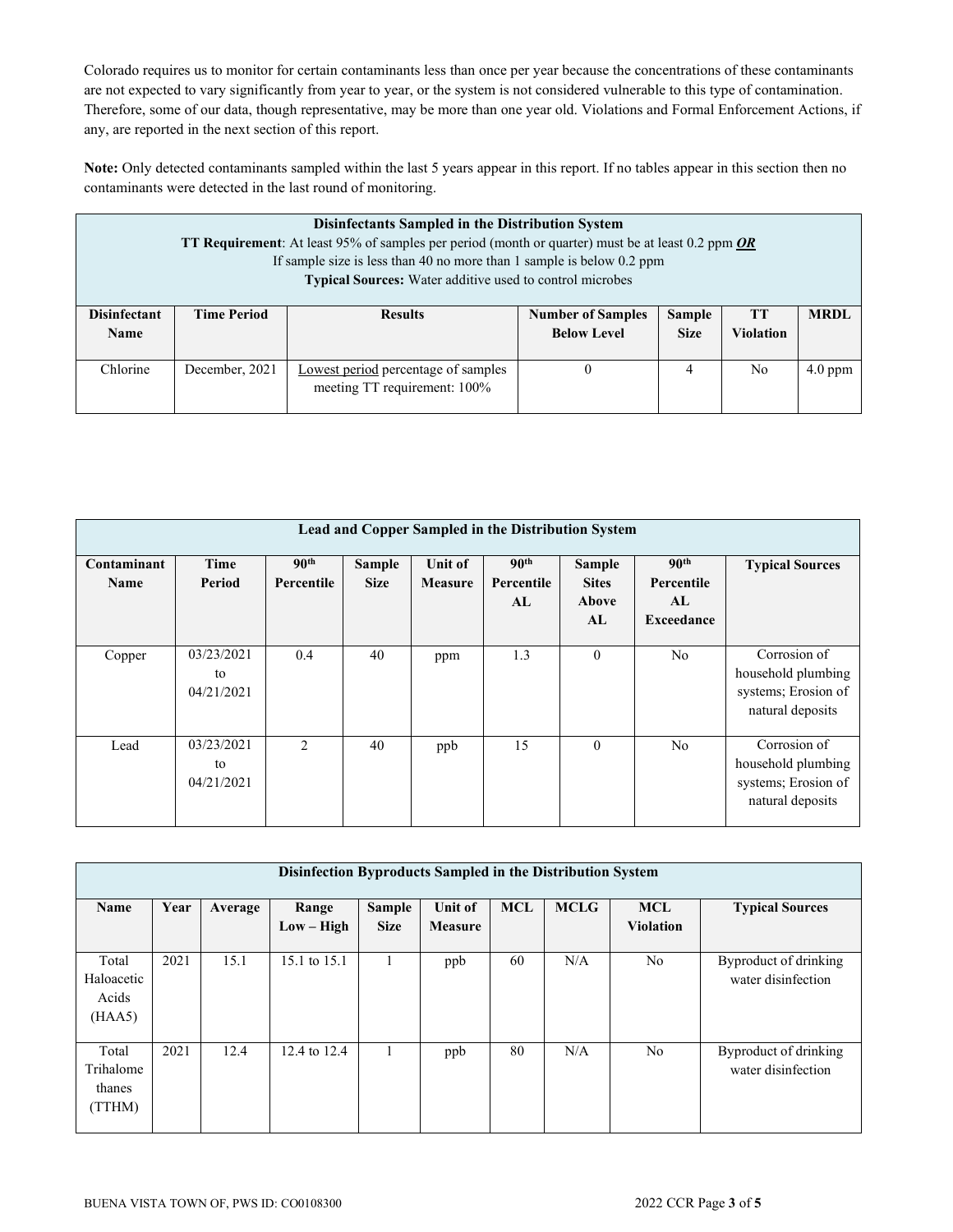Colorado requires us to monitor for certain contaminants less than once per year because the concentrations of these contaminants are not expected to vary significantly from year to year, or the system is not considered vulnerable to this type of contamination. Therefore, some of our data, though representative, may be more than one year old. Violations and Formal Enforcement Actions, if any, are reported in the next section of this report.

**Note:** Only detected contaminants sampled within the last 5 years appear in this report. If no tables appear in this section then no contaminants were detected in the last round of monitoring.

**Disinfectants Sampled in the Distribution System**
**TT Requirement**: At least 95% of samples per period (month or quarter) must be at least 0.2 ppm ***OR***
If sample size is less than 40 no more than 1 sample is below 0.2 ppm
**Typical Sources:** Water additive used to control microbes

| Disinfectant Name | Time Period | Results | Number of Samples Below Level | Sample Size | TT Violation | MRDL |
|---|---|---|---|---|---|---|
| Chlorine | December, 2021 | Lowest period percentage of samples meeting TT requirement: 100% | 0 | 4 | No | 4.0 ppm |

**Lead and Copper Sampled in the Distribution System**

| Contaminant Name | Time Period | 90th Percentile | Sample Size | Unit of Measure | 90th Percentile AL | Sample Sites Above AL | 90th Percentile AL Exceedance | Typical Sources |
|---|---|---|---|---|---|---|---|---|
| Copper | 03/23/2021 to 04/21/2021 | 0.4 | 40 | ppm | 1.3 | 0 | No | Corrosion of household plumbing systems; Erosion of natural deposits |
| Lead | 03/23/2021 to 04/21/2021 | 2 | 40 | ppb | 15 | 0 | No | Corrosion of household plumbing systems; Erosion of natural deposits |

**Disinfection Byproducts Sampled in the Distribution System**

| Name | Year | Average | Range Low – High | Sample Size | Unit of Measure | MCL | MCLG | MCL Violation | Typical Sources |
|---|---|---|---|---|---|---|---|---|---|
| Total Haloacetic Acids (HAA5) | 2021 | 15.1 | 15.1 to 15.1 | 1 | ppb | 60 | N/A | No | Byproduct of drinking water disinfection |
| Total Trihalomethanes (TTHM) | 2021 | 12.4 | 12.4 to 12.4 | 1 | ppb | 80 | N/A | No | Byproduct of drinking water disinfection |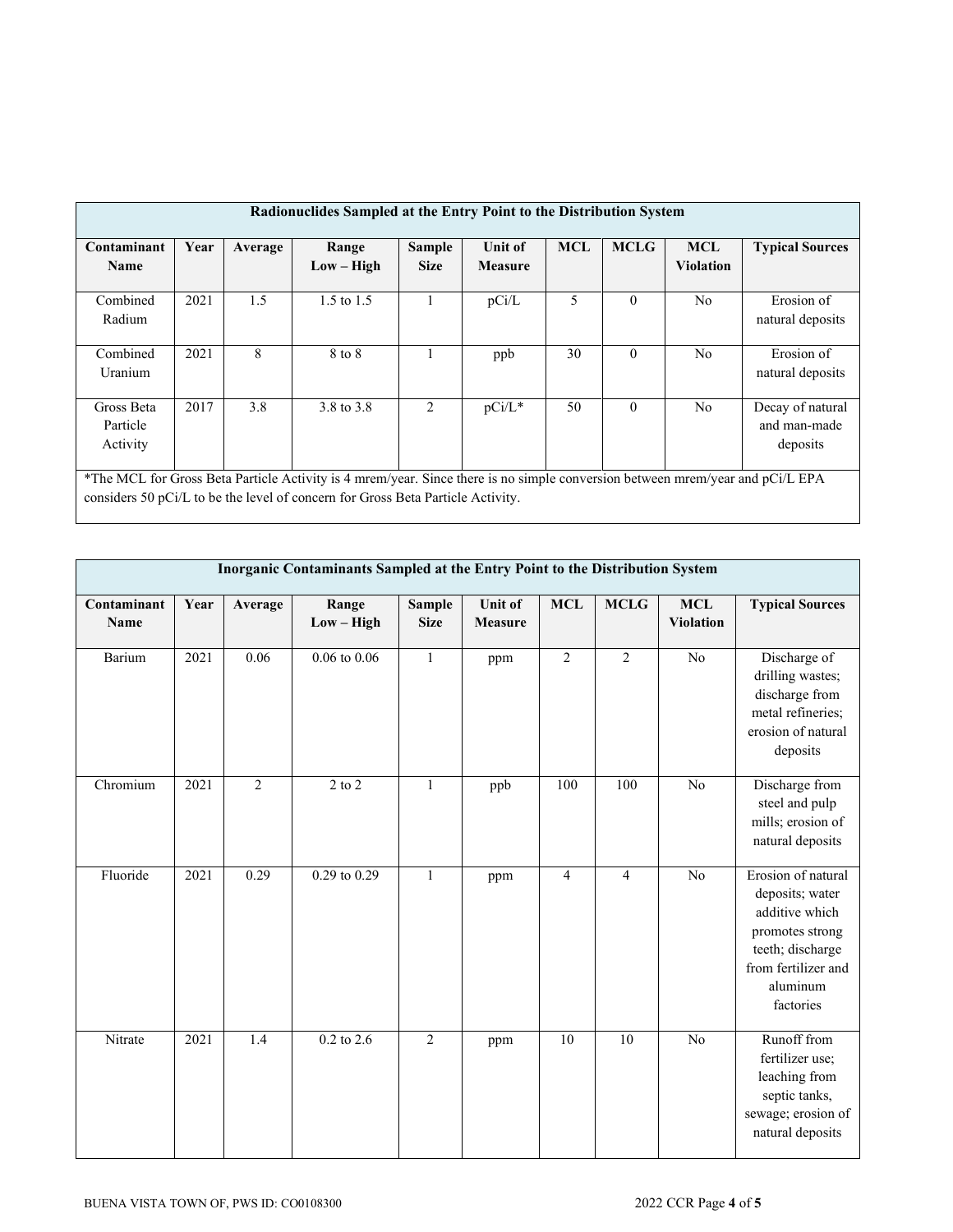| Radionuclides Sampled at the Entry Point to the Distribution System | | | | | | | | | |
|---|---|---|---|---|---|---|---|---|---|
| **Contaminant Name** | **Year** | **Average** | **Range Low – High** | **Sample Size** | **Unit of Measure** | **MCL** | **MCLG** | **MCL Violation** | **Typical Sources** |
| Combined Radium | 2021 | 1.5 | 1.5 to 1.5 | 1 | pCi/L | 5 | 0 | No | Erosion of natural deposits |
| Combined Uranium | 2021 | 8 | 8 to 8 | 1 | ppb | 30 | 0 | No | Erosion of natural deposits |
| Gross Beta Particle Activity | 2017 | 3.8 | 3.8 to 3.8 | 2 | pCi/L* | 50 | 0 | No | Decay of natural and man-made deposits |

*The MCL for Gross Beta Particle Activity is 4 mrem/year. Since there is no simple conversion between mrem/year and pCi/L EPA considers 50 pCi/L to be the level of concern for Gross Beta Particle Activity.

| Inorganic Contaminants Sampled at the Entry Point to the Distribution System | | | | | | | | | |
|---|---|---|---|---|---|---|---|---|---|
| **Contaminant Name** | **Year** | **Average** | **Range Low – High** | **Sample Size** | **Unit of Measure** | **MCL** | **MCLG** | **MCL Violation** | **Typical Sources** |
| Barium | 2021 | 0.06 | 0.06 to 0.06 | 1 | ppm | 2 | 2 | No | Discharge of drilling wastes; discharge from metal refineries; erosion of natural deposits |
| Chromium | 2021 | 2 | 2 to 2 | 1 | ppb | 100 | 100 | No | Discharge from steel and pulp mills; erosion of natural deposits |
| Fluoride | 2021 | 0.29 | 0.29 to 0.29 | 1 | ppm | 4 | 4 | No | Erosion of natural deposits; water additive which promotes strong teeth; discharge from fertilizer and aluminum factories |
| Nitrate | 2021 | 1.4 | 0.2 to 2.6 | 2 | ppm | 10 | 10 | No | Runoff from fertilizer use; leaching from septic tanks, sewage; erosion of natural deposits |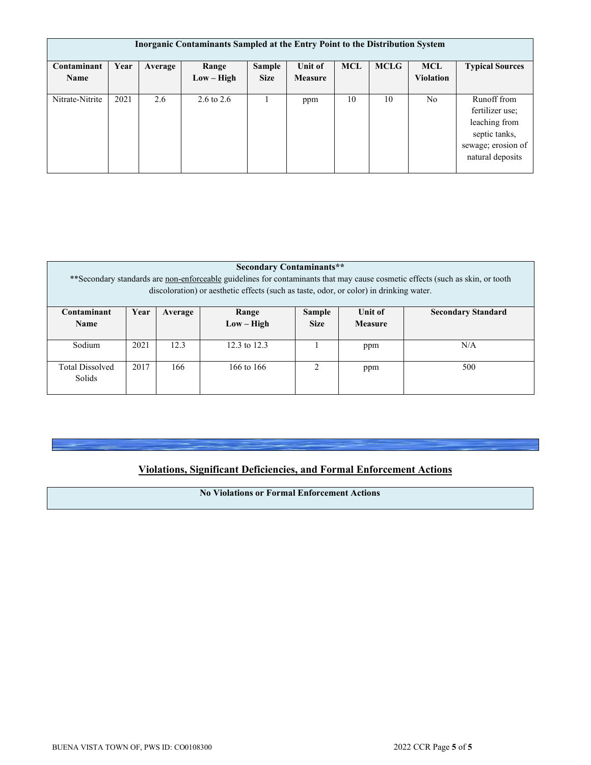| Inorganic Contaminants Sampled at the Entry Point to the Distribution System | | | | | | | | | |
|---|---|---|---|---|---|---|---|---|---|
| **Contaminant Name** | **Year** | **Average** | **Range Low – High** | **Sample Size** | **Unit of Measure** | **MCL** | **MCLG** | **MCL Violation** | **Typical Sources** |
| Nitrate-Nitrite | 2021 | 2.6 | 2.6 to 2.6 | 1 | ppm | 10 | 10 | No | Runoff from fertilizer use; leaching from septic tanks, sewage; erosion of natural deposits |

| Secondary Contaminants** **Secondary standards are non-enforceable guidelines for contaminants that may cause cosmetic effects (such as skin, or tooth discoloration) or aesthetic effects (such as taste, odor, or color) in drinking water. | | | | | | |
|---|---|---|---|---|---|---|
| **Contaminant Name** | **Year** | **Average** | **Range Low – High** | **Sample Size** | **Unit of Measure** | **Secondary Standard** |
| Sodium | 2021 | 12.3 | 12.3 to 12.3 | 1 | ppm | N/A |
| Total Dissolved Solids | 2017 | 166 | 166 to 166 | 2 | ppm | 500 |

## Violations, Significant Deficiencies, and Formal Enforcement Actions

**No Violations or Formal Enforcement Actions**